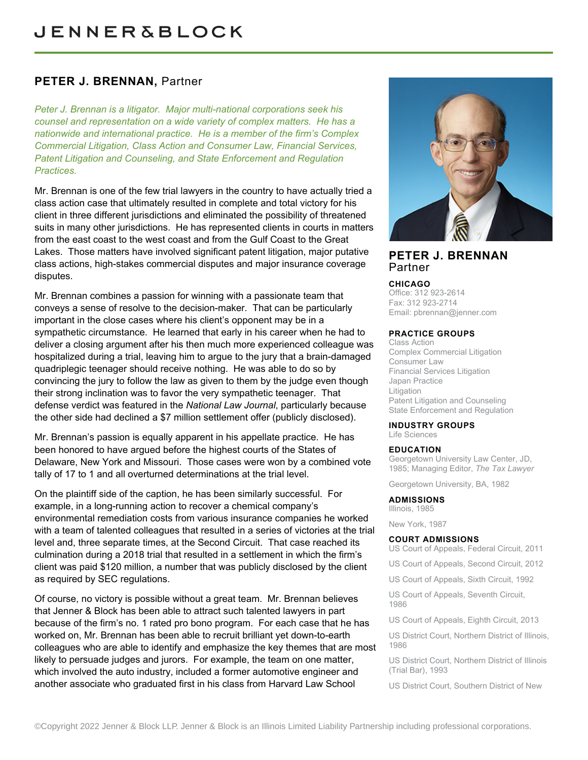# JENNER&BLOCK

## PETER J. BRENNAN, Partner

*Peter J. Brennan is a litigator. Major multi-national corporations seek his counsel and representation on a wide variety of complex matters. He has a nationwide and international practice. He is a member of the firm's Complex Commercial Litigation, Class Action and Consumer Law, Financial Services, Patent Litigation and Counseling, and State Enforcement and Regulation Practices.*

Mr. Brennan is one of the few trial lawyers in the country to have actually tried a class action case that ultimately resulted in complete and total victory for his client in three different jurisdictions and eliminated the possibility of threatened suits in many other jurisdictions. He has represented clients in courts in matters from the east coast to the west coast and from the Gulf Coast to the Great Lakes. Those matters have involved significant patent litigation, major putative class actions, high-stakes commercial disputes and major insurance coverage disputes.

Mr. Brennan combines a passion for winning with a passionate team that conveys a sense of resolve to the decision-maker. That can be particularly important in the close cases where his client's opponent may be in a sympathetic circumstance. He learned that early in his career when he had to deliver a closing argument after his then much more experienced colleague was hospitalized during a trial, leaving him to argue to the jury that a brain-damaged quadriplegic teenager should receive nothing. He was able to do so by convincing the jury to follow the law as given to them by the judge even though their strong inclination was to favor the very sympathetic teenager. That defense verdict was featured in the *National Law Journal*, particularly because the other side had declined a $7 million settlement offer (publicly disclosed).

Mr. Brennan's passion is equally apparent in his appellate practice. He has been honored to have argued before the highest courts of the States of Delaware, New York and Missouri. Those cases were won by a combined vote tally of 17 to 1 and all overturned determinations at the trial level.

On the plaintiff side of the caption, he has been similarly successful. For example, in a long-running action to recover a chemical company's environmental remediation costs from various insurance companies he worked with a team of talented colleagues that resulted in a series of victories at the trial level and, three separate times, at the Second Circuit. That case reached its culmination during a 2018 trial that resulted in a settlement in which the firm's client was paid $120 million, a number that was publicly disclosed by the client as required by SEC regulations.

Of course, no victory is possible without a great team. Mr. Brennan believes that Jenner & Block has been able to attract such talented lawyers in part because of the firm's no. 1 rated pro bono program. For each case that he has worked on, Mr. Brennan has been able to recruit brilliant yet down-to-earth colleagues who are able to identify and emphasize the key themes that are most likely to persuade judges and jurors. For example, the team on one matter, which involved the auto industry, included a former automotive engineer and another associate who graduated first in his class from Harvard Law School

**PETER J. BRENNAN**
Partner

**CHICAGO**
Office: 312 923-2614
Fax: 312 923-2714
Email: pbrennan@jenner.com

**PRACTICE GROUPS**
Class Action
Complex Commercial Litigation
Consumer Law
Financial Services Litigation
Japan Practice
Litigation
Patent Litigation and Counseling
State Enforcement and Regulation

**INDUSTRY GROUPS**
Life Sciences

**EDUCATION**
Georgetown University Law Center, JD, 1985; Managing Editor, *The Tax Lawyer*

Georgetown University, BA, 1982

**ADMISSIONS**
Illinois, 1985

New York, 1987

**COURT ADMISSIONS**
US Court of Appeals, Federal Circuit, 2011

US Court of Appeals, Second Circuit, 2012

US Court of Appeals, Sixth Circuit, 1992

US Court of Appeals, Seventh Circuit, 1986

US Court of Appeals, Eighth Circuit, 2013

US District Court, Northern District of Illinois, 1986

US District Court, Northern District of Illinois (Trial Bar), 1993

US District Court, Southern District of New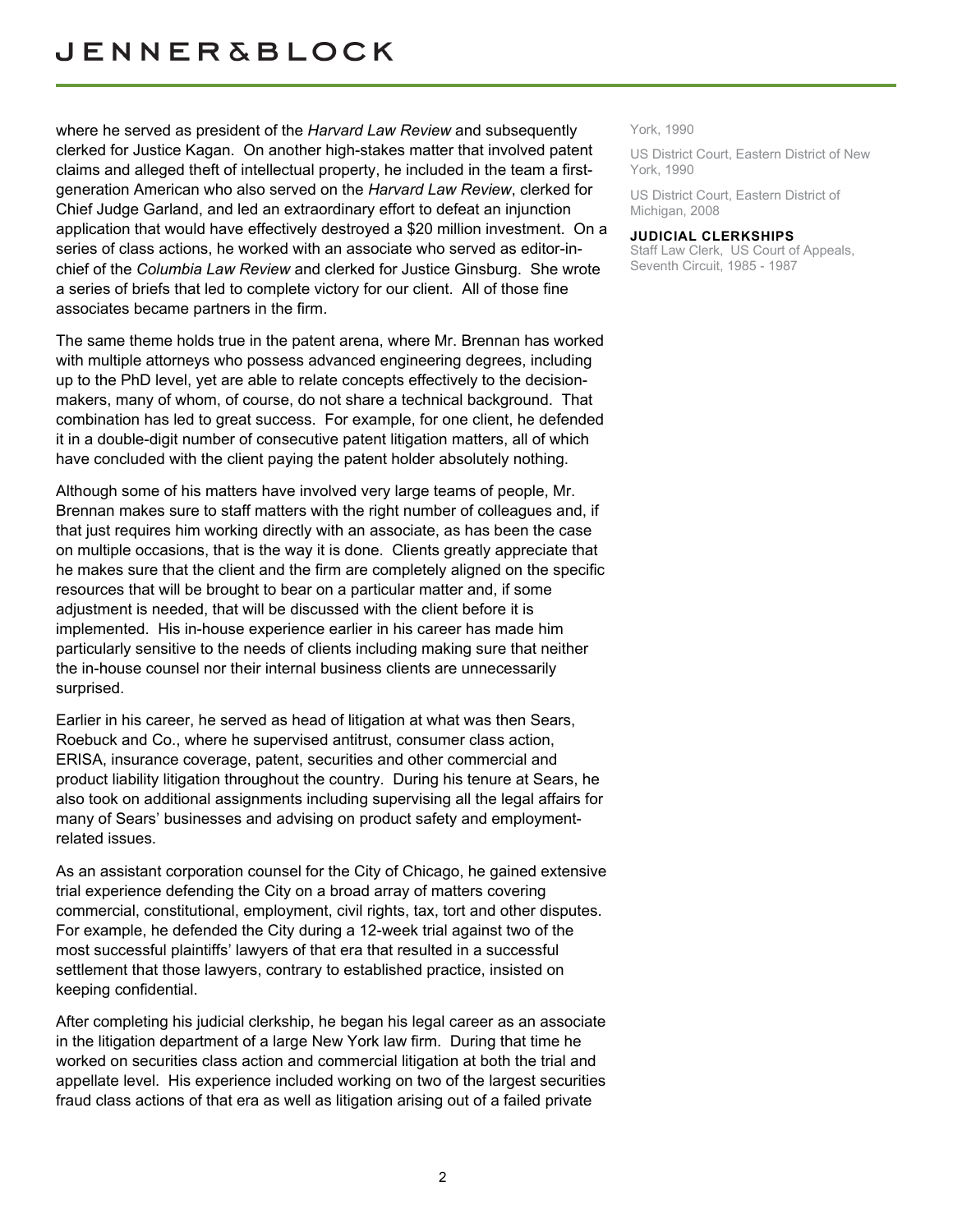where he served as president of the *Harvard Law Review* and subsequently clerked for Justice Kagan. On another high-stakes matter that involved patent claims and alleged theft of intellectual property, he included in the team a first-generation American who also served on the *Harvard Law Review*, clerked for Chief Judge Garland, and led an extraordinary effort to defeat an injunction application that would have effectively destroyed a $20 million investment. On a series of class actions, he worked with an associate who served as editor-in-chief of the *Columbia Law Review* and clerked for Justice Ginsburg. She wrote a series of briefs that led to complete victory for our client. All of those fine associates became partners in the firm.

The same theme holds true in the patent arena, where Mr. Brennan has worked with multiple attorneys who possess advanced engineering degrees, including up to the PhD level, yet are able to relate concepts effectively to the decision-makers, many of whom, of course, do not share a technical background. That combination has led to great success. For example, for one client, he defended it in a double-digit number of consecutive patent litigation matters, all of which have concluded with the client paying the patent holder absolutely nothing.

Although some of his matters have involved very large teams of people, Mr. Brennan makes sure to staff matters with the right number of colleagues and, if that just requires him working directly with an associate, as has been the case on multiple occasions, that is the way it is done. Clients greatly appreciate that he makes sure that the client and the firm are completely aligned on the specific resources that will be brought to bear on a particular matter and, if some adjustment is needed, that will be discussed with the client before it is implemented. His in-house experience earlier in his career has made him particularly sensitive to the needs of clients including making sure that neither the in-house counsel nor their internal business clients are unnecessarily surprised.

Earlier in his career, he served as head of litigation at what was then Sears, Roebuck and Co., where he supervised antitrust, consumer class action, ERISA, insurance coverage, patent, securities and other commercial and product liability litigation throughout the country. During his tenure at Sears, he also took on additional assignments including supervising all the legal affairs for many of Sears' businesses and advising on product safety and employment-related issues.

As an assistant corporation counsel for the City of Chicago, he gained extensive trial experience defending the City on a broad array of matters covering commercial, constitutional, employment, civil rights, tax, tort and other disputes. For example, he defended the City during a 12-week trial against two of the most successful plaintiffs' lawyers of that era that resulted in a successful settlement that those lawyers, contrary to established practice, insisted on keeping confidential.

After completing his judicial clerkship, he began his legal career as an associate in the litigation department of a large New York law firm. During that time he worked on securities class action and commercial litigation at both the trial and appellate level. His experience included working on two of the largest securities fraud class actions of that era as well as litigation arising out of a failed private

York, 1990

US District Court, Eastern District of New York, 1990

US District Court, Eastern District of Michigan, 2008

**JUDICIAL CLERKSHIPS**

Staff Law Clerk, US Court of Appeals, Seventh Circuit, 1985 - 1987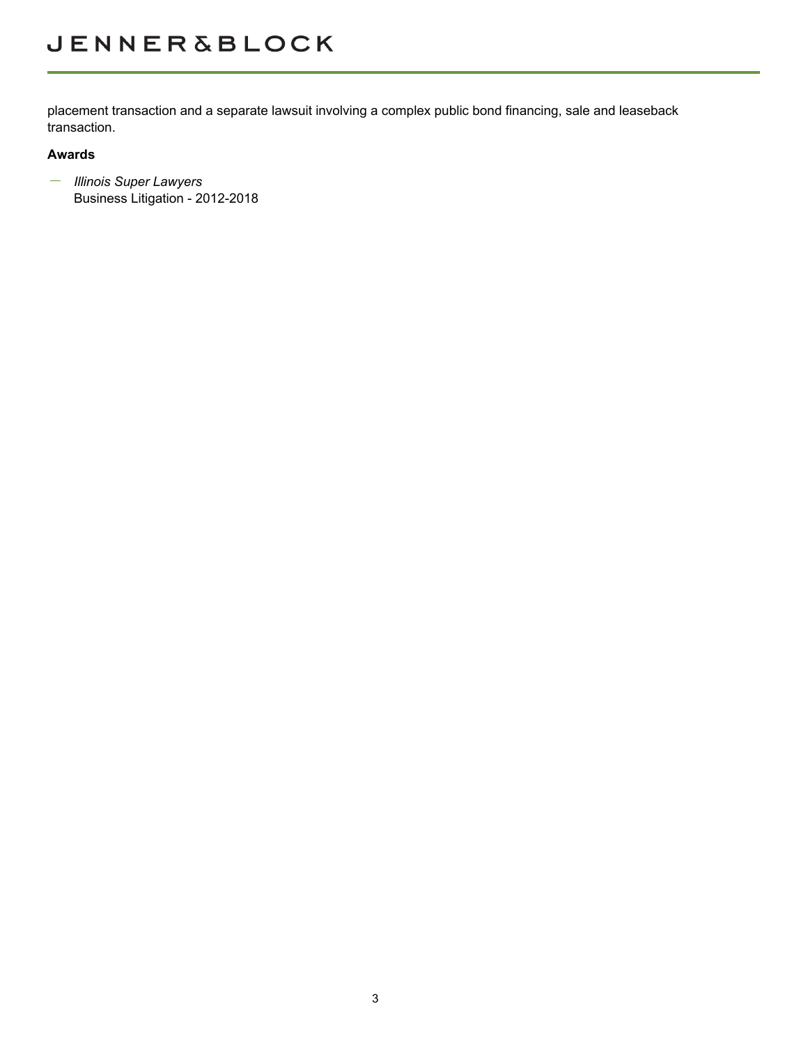placement transaction and a separate lawsuit involving a complex public bond financing, sale and leaseback transaction.

**Awards**

- *Illinois Super Lawyers*
  Business Litigation - 2012-2018